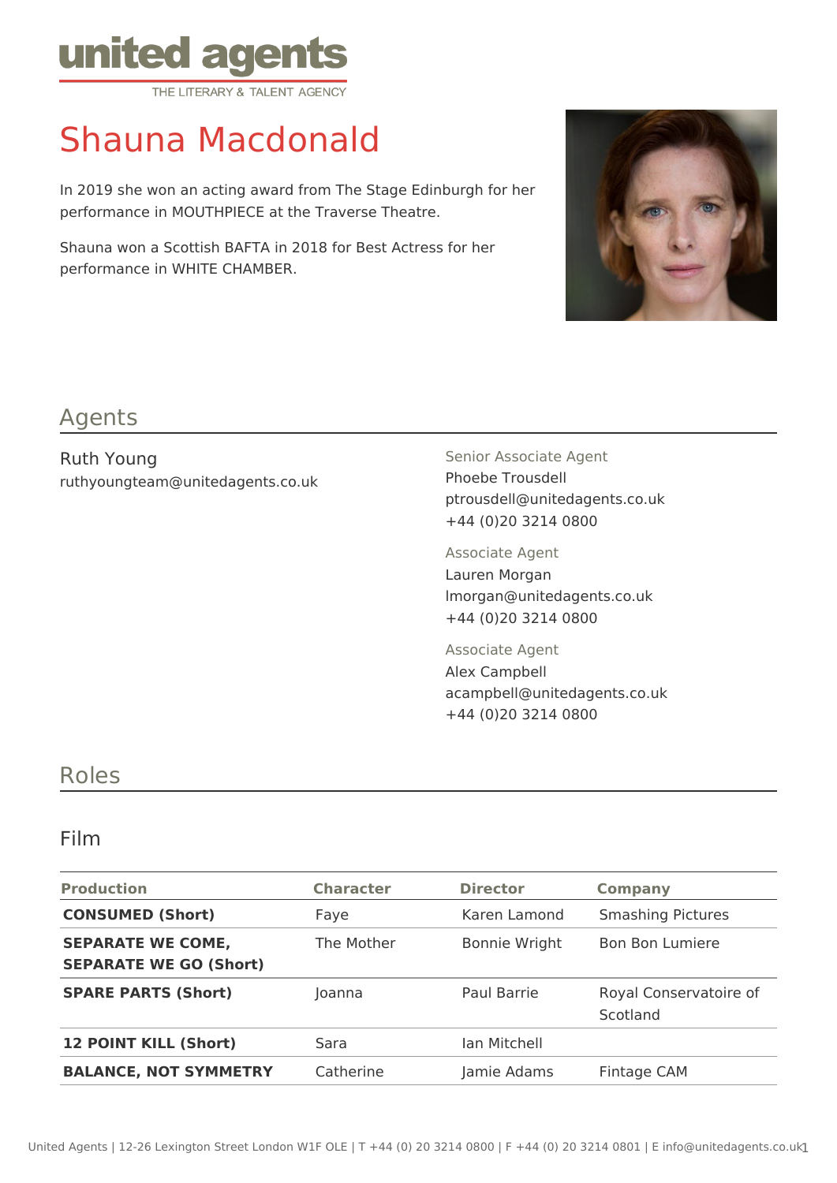united agents
THE LITERARY & TALENT AGENCY

# Shauna Macdonald

In 2019 she won an acting award from The Stage Edinburgh for her performance in MOUTHPIECE at the Traverse Theatre.

Shauna won a Scottish BAFTA in 2018 for Best Actress for her performance in WHITE CHAMBER.

## Agents

Ruth Young
ruthyoungteam@unitedagents.co.uk

Senior Associate Agent
Phoebe Trousdell
ptrousdell@unitedagents.co.uk
+44 (0)20 3214 0800

Associate Agent
Lauren Morgan
lmorgan@unitedagents.co.uk
+44 (0)20 3214 0800

Associate Agent
Alex Campbell
acampbell@unitedagents.co.uk
+44 (0)20 3214 0800

## Roles

### Film

| Production | Character | Director | Company |
|---|---|---|---|
| **CONSUMED (Short)** | Faye | Karen Lamond | Smashing Pictures |
| **SEPARATE WE COME, SEPARATE WE GO (Short)** | The Mother | Bonnie Wright | Bon Bon Lumiere |
| **SPARE PARTS (Short)** | Joanna | Paul Barrie | Royal Conservatoire of Scotland |
| **12 POINT KILL (Short)** | Sara | Ian Mitchell | |
| **BALANCE, NOT SYMMETRY** | Catherine | Jamie Adams | Fintage CAM |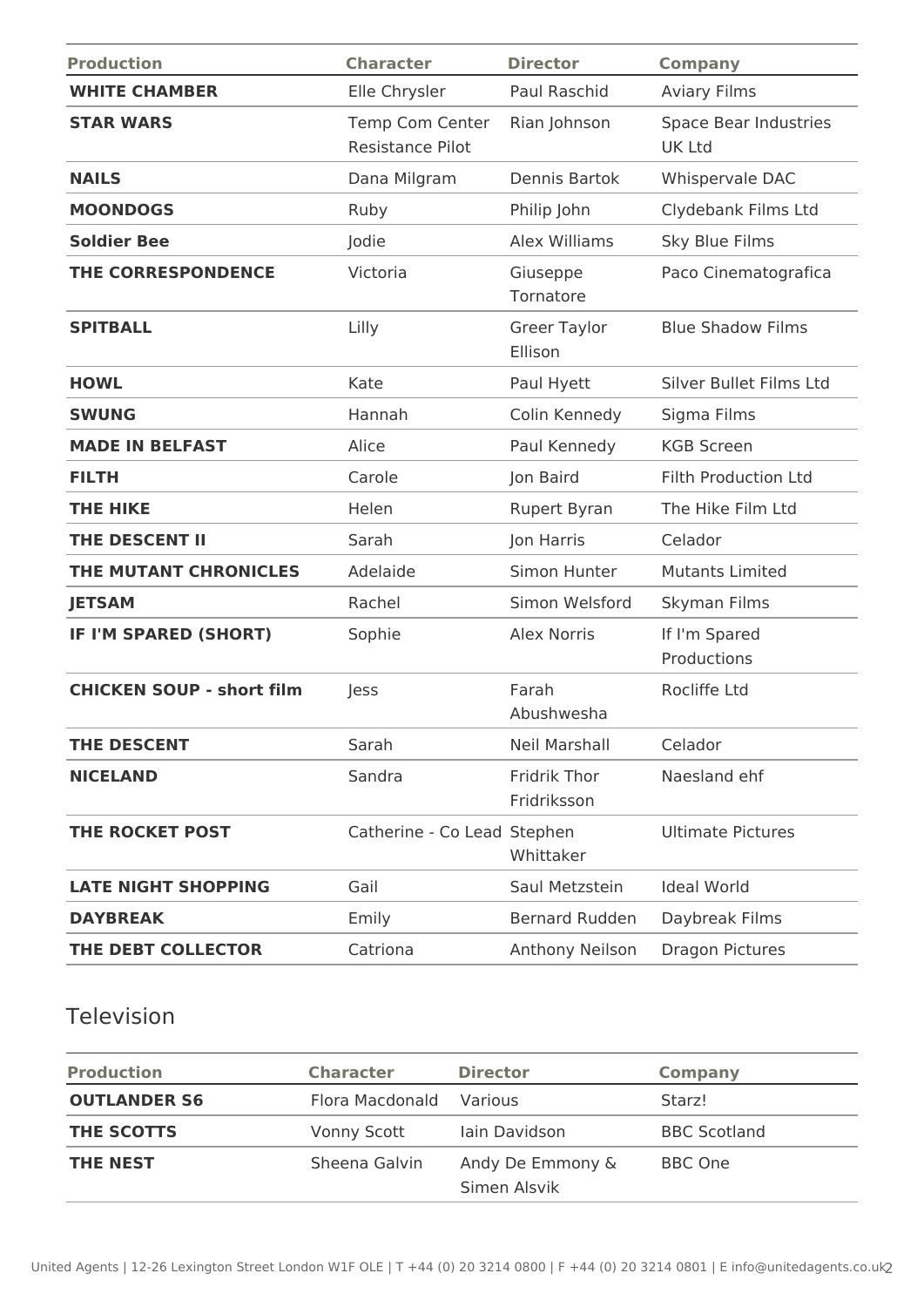| Production | Character | Director | Company |
|---|---|---|---|
| **WHITE CHAMBER** | Elle Chrysler | Paul Raschid | Aviary Films |
| **STAR WARS** | Temp Com Center Resistance Pilot | Rian Johnson | Space Bear Industries UK Ltd |
| **NAILS** | Dana Milgram | Dennis Bartok | Whispervale DAC |
| **MOONDOGS** | Ruby | Philip John | Clydebank Films Ltd |
| **Soldier Bee** | Jodie | Alex Williams | Sky Blue Films |
| **THE CORRESPONDENCE** | Victoria | Giuseppe Tornatore | Paco Cinematografica |
| **SPITBALL** | Lilly | Greer Taylor Ellison | Blue Shadow Films |
| **HOWL** | Kate | Paul Hyett | Silver Bullet Films Ltd |
| **SWUNG** | Hannah | Colin Kennedy | Sigma Films |
| **MADE IN BELFAST** | Alice | Paul Kennedy | KGB Screen |
| **FILTH** | Carole | Jon Baird | Filth Production Ltd |
| **THE HIKE** | Helen | Rupert Byran | The Hike Film Ltd |
| **THE DESCENT II** | Sarah | Jon Harris | Celador |
| **THE MUTANT CHRONICLES** | Adelaide | Simon Hunter | Mutants Limited |
| **JETSAM** | Rachel | Simon Welsford | Skyman Films |
| **IF I'M SPARED (SHORT)** | Sophie | Alex Norris | If I'm Spared Productions |
| **CHICKEN SOUP - short film** | Jess | Farah Abushwesha | Rocliffe Ltd |
| **THE DESCENT** | Sarah | Neil Marshall | Celador |
| **NICELAND** | Sandra | Fridrik Thor Fridriksson | Naesland ehf |
| **THE ROCKET POST** | Catherine - Co Lead | Stephen Whittaker | Ultimate Pictures |
| **LATE NIGHT SHOPPING** | Gail | Saul Metzstein | Ideal World |
| **DAYBREAK** | Emily | Bernard Rudden | Daybreak Films |
| **THE DEBT COLLECTOR** | Catriona | Anthony Neilson | Dragon Pictures |

## Television

| Production | Character | Director | Company |
|---|---|---|---|
| **OUTLANDER S6** | Flora Macdonald | Various | Starz! |
| **THE SCOTTS** | Vonny Scott | Iain Davidson | BBC Scotland |
| **THE NEST** | Sheena Galvin | Andy De Emmony & Simen Alsvik | BBC One |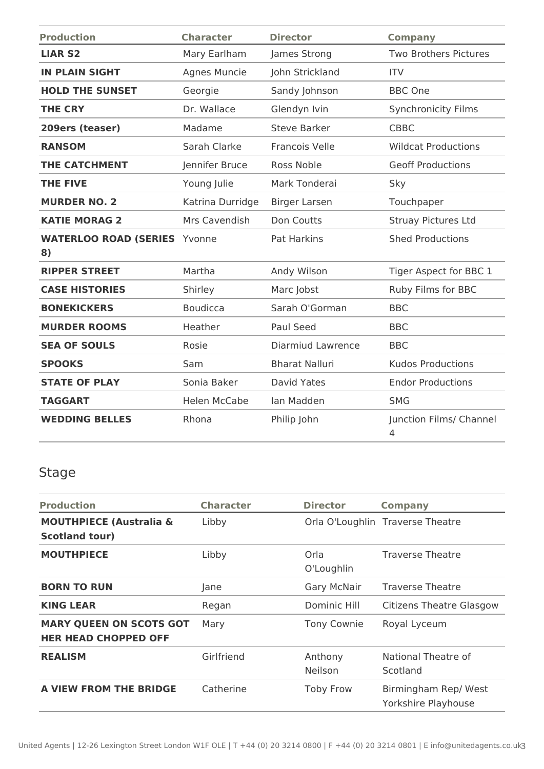| Production | Character | Director | Company |
|---|---|---|---|
| **LIAR S2** | Mary Earlham | James Strong | Two Brothers Pictures |
| **IN PLAIN SIGHT** | Agnes Muncie | John Strickland | ITV |
| **HOLD THE SUNSET** | Georgie | Sandy Johnson | BBC One |
| **THE CRY** | Dr. Wallace | Glendyn Ivin | Synchronicity Films |
| **209ers (teaser)** | Madame | Steve Barker | CBBC |
| **RANSOM** | Sarah Clarke | Francois Velle | Wildcat Productions |
| **THE CATCHMENT** | Jennifer Bruce | Ross Noble | Geoff Productions |
| **THE FIVE** | Young Julie | Mark Tonderai | Sky |
| **MURDER NO. 2** | Katrina Durridge | Birger Larsen | Touchpaper |
| **KATIE MORAG 2** | Mrs Cavendish | Don Coutts | Struay Pictures Ltd |
| **WATERLOO ROAD (SERIES 8)** | Yvonne | Pat Harkins | Shed Productions |
| **RIPPER STREET** | Martha | Andy Wilson | Tiger Aspect for BBC 1 |
| **CASE HISTORIES** | Shirley | Marc Jobst | Ruby Films for BBC |
| **BONEKICKERS** | Boudicca | Sarah O'Gorman | BBC |
| **MURDER ROOMS** | Heather | Paul Seed | BBC |
| **SEA OF SOULS** | Rosie | Diarmiud Lawrence | BBC |
| **SPOOKS** | Sam | Bharat Nalluri | Kudos Productions |
| **STATE OF PLAY** | Sonia Baker | David Yates | Endor Productions |
| **TAGGART** | Helen McCabe | Ian Madden | SMG |
| **WEDDING BELLES** | Rhona | Philip John | Junction Films/ Channel 4 |

## Stage

| Production | Character | Director | Company |
|---|---|---|---|
| **MOUTHPIECE (Australia & Scotland tour)** | Libby | Orla O'Loughlin | Traverse Theatre |
| **MOUTHPIECE** | Libby | Orla O'Loughlin | Traverse Theatre |
| **BORN TO RUN** | Jane | Gary McNair | Traverse Theatre |
| **KING LEAR** | Regan | Dominic Hill | Citizens Theatre Glasgow |
| **MARY QUEEN ON SCOTS GOT HER HEAD CHOPPED OFF** | Mary | Tony Cownie | Royal Lyceum |
| **REALISM** | Girlfriend | Anthony Neilson | National Theatre of Scotland |
| **A VIEW FROM THE BRIDGE** | Catherine | Toby Frow | Birmingham Rep/ West Yorkshire Playhouse |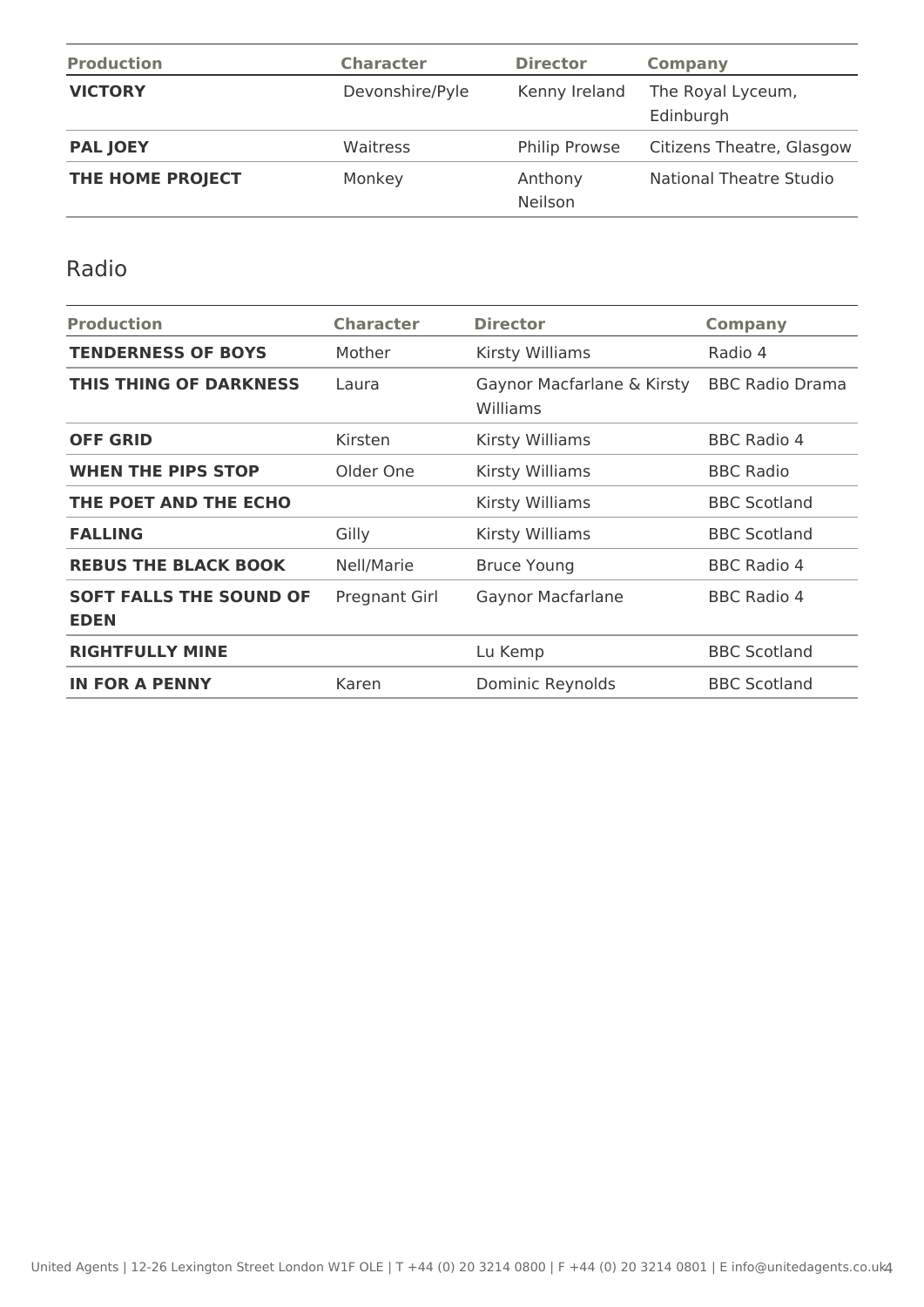| Production | Character | Director | Company |
|---|---|---|---|
| **VICTORY** | Devonshire/Pyle | Kenny Ireland | The Royal Lyceum, Edinburgh |
| **PAL JOEY** | Waitress | Philip Prowse | Citizens Theatre, Glasgow |
| **THE HOME PROJECT** | Monkey | Anthony Neilson | National Theatre Studio |

## Radio

| Production | Character | Director | Company |
|---|---|---|---|
| **TENDERNESS OF BOYS** | Mother | Kirsty Williams | Radio 4 |
| **THIS THING OF DARKNESS** | Laura | Gaynor Macfarlane & Kirsty Williams | BBC Radio Drama |
| **OFF GRID** | Kirsten | Kirsty Williams | BBC Radio 4 |
| **WHEN THE PIPS STOP** | Older One | Kirsty Williams | BBC Radio |
| **THE POET AND THE ECHO** | | Kirsty Williams | BBC Scotland |
| **FALLING** | Gilly | Kirsty Williams | BBC Scotland |
| **REBUS THE BLACK BOOK** | Nell/Marie | Bruce Young | BBC Radio 4 |
| **SOFT FALLS THE SOUND OF EDEN** | Pregnant Girl | Gaynor Macfarlane | BBC Radio 4 |
| **RIGHTFULLY MINE** | | Lu Kemp | BBC Scotland |
| **IN FOR A PENNY** | Karen | Dominic Reynolds | BBC Scotland |